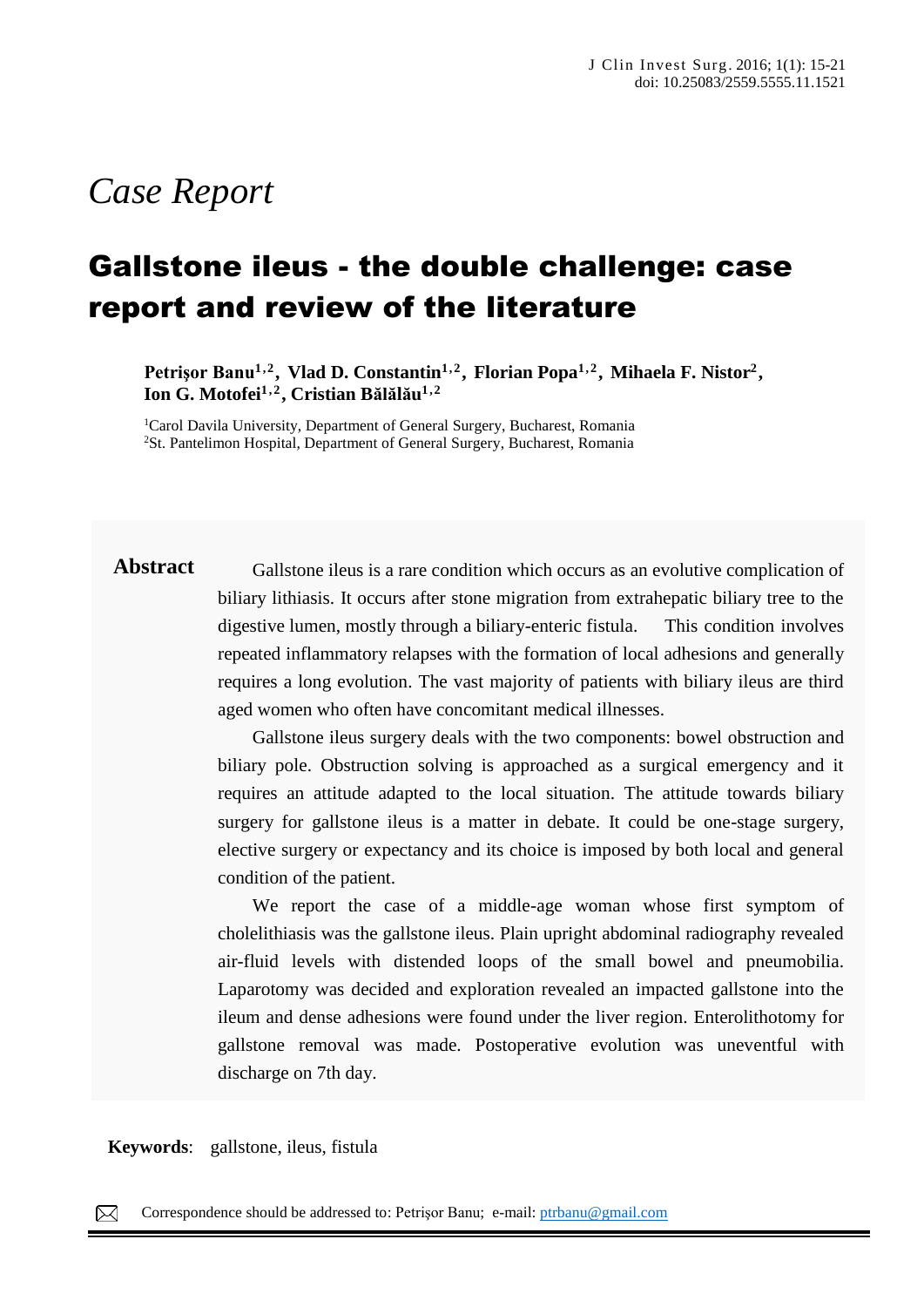*Case Report*

# Gallstone ileus - the double challenge: case report and review of the literature

**Petrişor Banu[1,2], Vlad D. Constantin[1,2], Florian Popa[1,2], Mihaela F. Nistor[2], Ion G. Motofei[1,2], Cristian Bălălău[1,2]**

[1]Carol Davila University, Department of General Surgery, Bucharest, Romania
[2]St. Pantelimon Hospital, Department of General Surgery, Bucharest, Romania

**Abstract** Gallstone ileus is a rare condition which occurs as an evolutive complication of biliary lithiasis. It occurs after stone migration from extrahepatic biliary tree to the digestive lumen, mostly through a biliary-enteric fistula. This condition involves repeated inflammatory relapses with the formation of local adhesions and generally requires a long evolution. The vast majority of patients with biliary ileus are third aged women who often have concomitant medical illnesses.

Gallstone ileus surgery deals with the two components: bowel obstruction and biliary pole. Obstruction solving is approached as a surgical emergency and it requires an attitude adapted to the local situation. The attitude towards biliary surgery for gallstone ileus is a matter in debate. It could be one-stage surgery, elective surgery or expectancy and its choice is imposed by both local and general condition of the patient.

We report the case of a middle-age woman whose first symptom of cholelithiasis was the gallstone ileus. Plain upright abdominal radiography revealed air-fluid levels with distended loops of the small bowel and pneumobilia. Laparotomy was decided and exploration revealed an impacted gallstone into the ileum and dense adhesions were found under the liver region. Enterolithotomy for gallstone removal was made. Postoperative evolution was uneventful with discharge on 7th day.

**Keywords**: gallstone, ileus, fistula

Correspondence should be addressed to: Petrişor Banu; e-mail: ptrbanu@gmail.com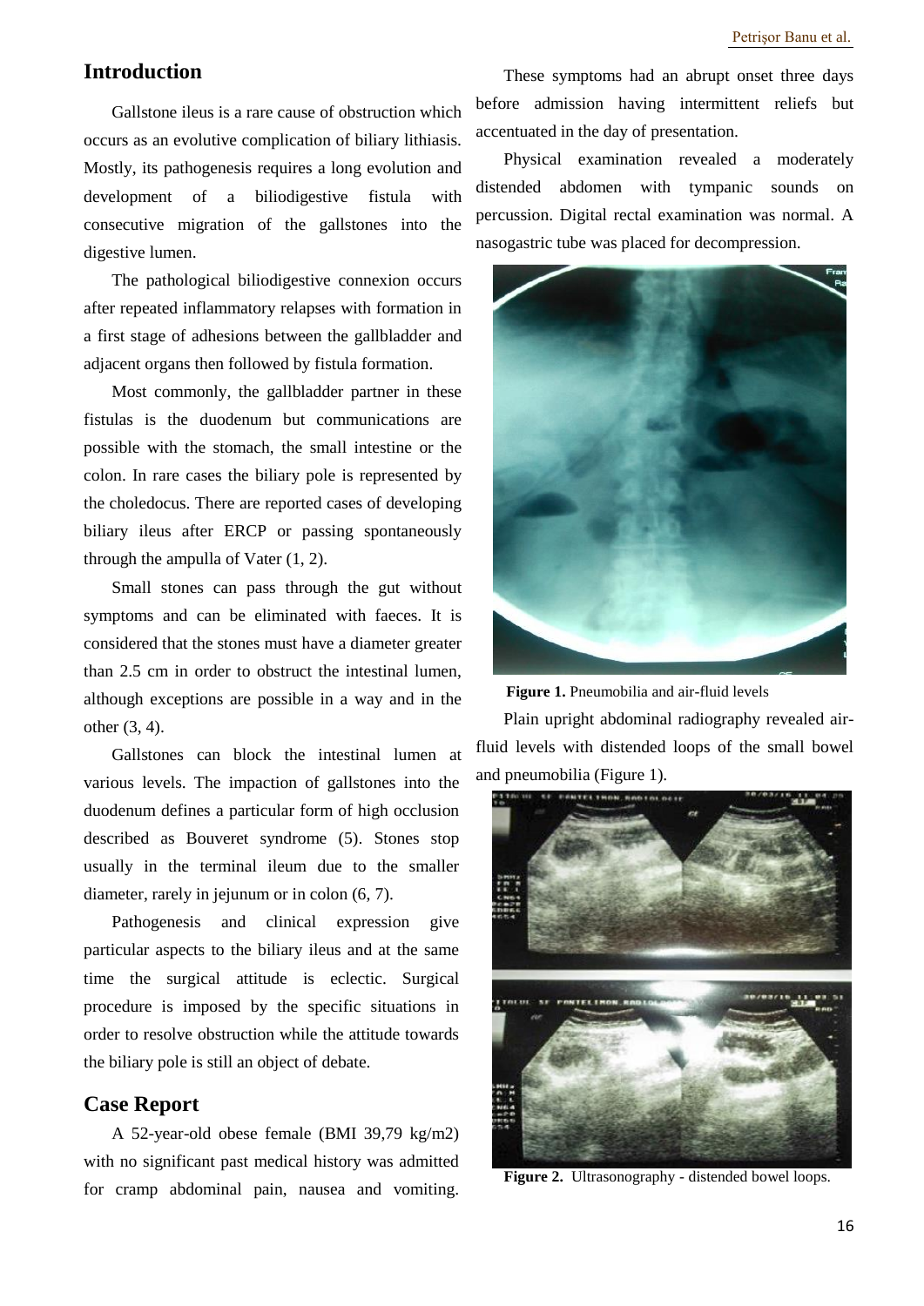## Introduction

Gallstone ileus is a rare cause of obstruction which occurs as an evolutive complication of biliary lithiasis. Mostly, its pathogenesis requires a long evolution and development of a biliodigestive fistula with consecutive migration of the gallstones into the digestive lumen.

The pathological biliodigestive connexion occurs after repeated inflammatory relapses with formation in a first stage of adhesions between the gallbladder and adjacent organs then followed by fistula formation.

Most commonly, the gallbladder partner in these fistulas is the duodenum but communications are possible with the stomach, the small intestine or the colon. In rare cases the biliary pole is represented by the choledocus. There are reported cases of developing biliary ileus after ERCP or passing spontaneously through the ampulla of Vater (1, 2).

Small stones can pass through the gut without symptoms and can be eliminated with faeces. It is considered that the stones must have a diameter greater than 2.5 cm in order to obstruct the intestinal lumen, although exceptions are possible in a way and in the other (3, 4).

Gallstones can block the intestinal lumen at various levels. The impaction of gallstones into the duodenum defines a particular form of high occlusion described as Bouveret syndrome (5). Stones stop usually in the terminal ileum due to the smaller diameter, rarely in jejunum or in colon (6, 7).

Pathogenesis and clinical expression give particular aspects to the biliary ileus and at the same time the surgical attitude is eclectic. Surgical procedure is imposed by the specific situations in order to resolve obstruction while the attitude towards the biliary pole is still an object of debate.

## Case Report

A 52-year-old obese female (BMI 39,79 kg/m2) with no significant past medical history was admitted for cramp abdominal pain, nausea and vomiting. These symptoms had an abrupt onset three days before admission having intermittent reliefs but accentuated in the day of presentation.

Physical examination revealed a moderately distended abdomen with tympanic sounds on percussion. Digital rectal examination was normal. A nasogastric tube was placed for decompression.

**Figure 1.** Pneumobilia and air-fluid levels

Plain upright abdominal radiography revealed air-fluid levels with distended loops of the small bowel and pneumobilia (Figure 1).

**Figure 2.** Ultrasonography - distended bowel loops.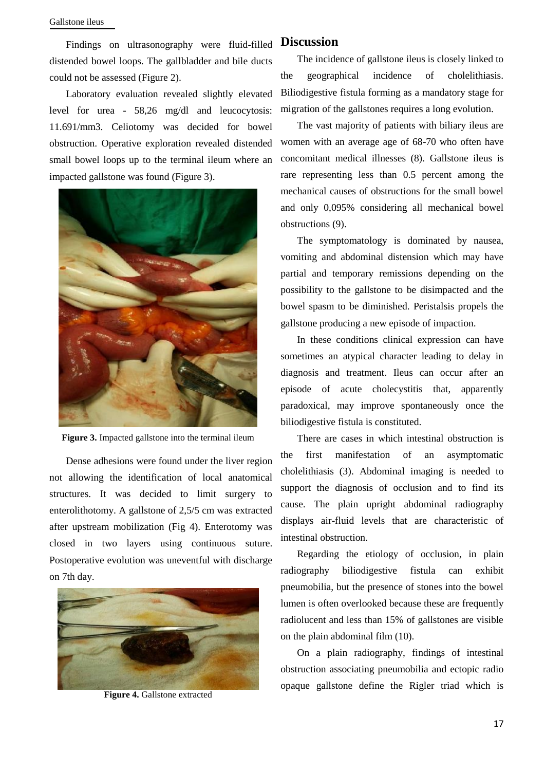Findings on ultrasonography were fluid-filled distended bowel loops. The gallbladder and bile ducts could not be assessed (Figure 2).

Laboratory evaluation revealed slightly elevated level for urea - 58,26 mg/dl and leucocytosis: 11.691/mm3. Celiotomy was decided for bowel obstruction. Operative exploration revealed distended small bowel loops up to the terminal ileum where an impacted gallstone was found (Figure 3).

**Figure 3.** Impacted gallstone into the terminal ileum

Dense adhesions were found under the liver region not allowing the identification of local anatomical structures. It was decided to limit surgery to enterolithotomy. A gallstone of 2,5/5 cm was extracted after upstream mobilization (Fig 4). Enterotomy was closed in two layers using continuous suture. Postoperative evolution was uneventful with discharge on 7th day.

**Figure 4.** Gallstone extracted

## Discussion

The incidence of gallstone ileus is closely linked to the geographical incidence of cholelithiasis. Biliodigestive fistula forming as a mandatory stage for migration of the gallstones requires a long evolution.

The vast majority of patients with biliary ileus are women with an average age of 68-70 who often have concomitant medical illnesses (8). Gallstone ileus is rare representing less than 0.5 percent among the mechanical causes of obstructions for the small bowel and only 0,095% considering all mechanical bowel obstructions (9).

The symptomatology is dominated by nausea, vomiting and abdominal distension which may have partial and temporary remissions depending on the possibility to the gallstone to be disimpacted and the bowel spasm to be diminished. Peristalsis propels the gallstone producing a new episode of impaction.

In these conditions clinical expression can have sometimes an atypical character leading to delay in diagnosis and treatment. Ileus can occur after an episode of acute cholecystitis that, apparently paradoxical, may improve spontaneously once the biliodigestive fistula is constituted.

There are cases in which intestinal obstruction is the first manifestation of an asymptomatic cholelithiasis (3). Abdominal imaging is needed to support the diagnosis of occlusion and to find its cause. The plain upright abdominal radiography displays air-fluid levels that are characteristic of intestinal obstruction.

Regarding the etiology of occlusion, in plain radiography biliodigestive fistula can exhibit pneumobilia, but the presence of stones into the bowel lumen is often overlooked because these are frequently radiolucent and less than 15% of gallstones are visible on the plain abdominal film (10).

On a plain radiography, findings of intestinal obstruction associating pneumobilia and ectopic radio opaque gallstone define the Rigler triad which is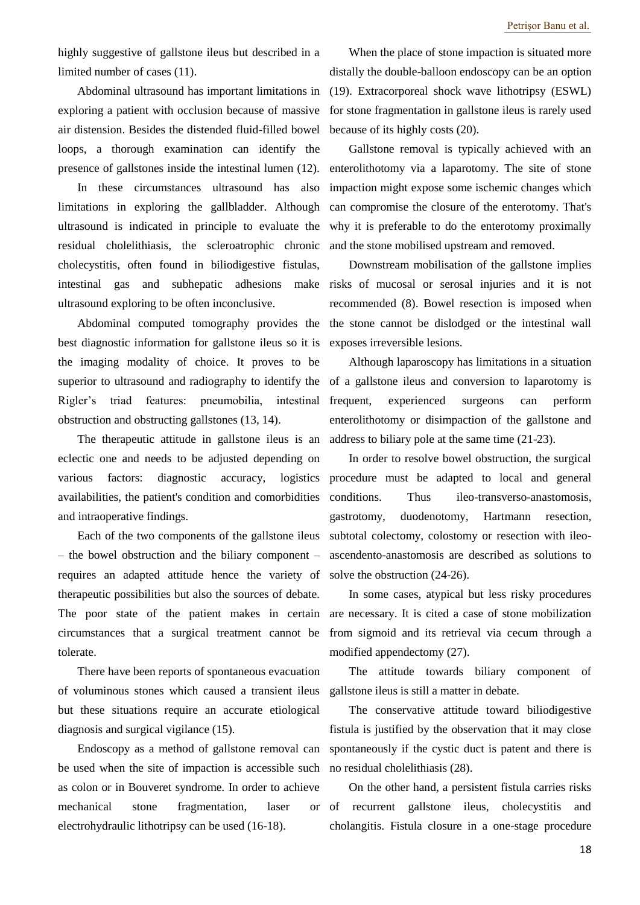highly suggestive of gallstone ileus but described in a limited number of cases (11).

Abdominal ultrasound has important limitations in exploring a patient with occlusion because of massive air distension. Besides the distended fluid-filled bowel loops, a thorough examination can identify the presence of gallstones inside the intestinal lumen (12).

In these circumstances ultrasound has also limitations in exploring the gallbladder. Although ultrasound is indicated in principle to evaluate the residual cholelithiasis, the scleroatrophic chronic cholecystitis, often found in biliodigestive fistulas, intestinal gas and subhepatic adhesions make ultrasound exploring to be often inconclusive.

Abdominal computed tomography provides the best diagnostic information for gallstone ileus so it is the imaging modality of choice. It proves to be superior to ultrasound and radiography to identify the Rigler's triad features: pneumobilia, intestinal obstruction and obstructing gallstones (13, 14).

The therapeutic attitude in gallstone ileus is an eclectic one and needs to be adjusted depending on various factors: diagnostic accuracy, logistics availabilities, the patient's condition and comorbidities and intraoperative findings.

Each of the two components of the gallstone ileus – the bowel obstruction and the biliary component – requires an adapted attitude hence the variety of therapeutic possibilities but also the sources of debate. The poor state of the patient makes in certain circumstances that a surgical treatment cannot be tolerate.

There have been reports of spontaneous evacuation of voluminous stones which caused a transient ileus but these situations require an accurate etiological diagnosis and surgical vigilance (15).

Endoscopy as a method of gallstone removal can be used when the site of impaction is accessible such as colon or in Bouveret syndrome. In order to achieve mechanical stone fragmentation, laser or electrohydraulic lithotripsy can be used (16-18).

When the place of stone impaction is situated more distally the double-balloon endoscopy can be an option (19). Extracorporeal shock wave lithotripsy (ESWL) for stone fragmentation in gallstone ileus is rarely used because of its highly costs (20).

Gallstone removal is typically achieved with an enterolithotomy via a laparotomy. The site of stone impaction might expose some ischemic changes which can compromise the closure of the enterotomy. That's why it is preferable to do the enterotomy proximally and the stone mobilised upstream and removed.

Downstream mobilisation of the gallstone implies risks of mucosal or serosal injuries and it is not recommended (8). Bowel resection is imposed when the stone cannot be dislodged or the intestinal wall exposes irreversible lesions.

Although laparoscopy has limitations in a situation of a gallstone ileus and conversion to laparotomy is frequent, experienced surgeons can perform enterolithotomy or disimpaction of the gallstone and address to biliary pole at the same time (21-23).

In order to resolve bowel obstruction, the surgical procedure must be adapted to local and general conditions. Thus ileo-transverso-anastomosis, gastrotomy, duodenotomy, Hartmann resection, subtotal colectomy, colostomy or resection with ileo-ascendento-anastomosis are described as solutions to solve the obstruction (24-26).

In some cases, atypical but less risky procedures are necessary. It is cited a case of stone mobilization from sigmoid and its retrieval via cecum through a modified appendectomy (27).

The attitude towards biliary component of gallstone ileus is still a matter in debate.

The conservative attitude toward biliodigestive fistula is justified by the observation that it may close spontaneously if the cystic duct is patent and there is no residual cholelithiasis (28).

On the other hand, a persistent fistula carries risks of recurrent gallstone ileus, cholecystitis and cholangitis. Fistula closure in a one-stage procedure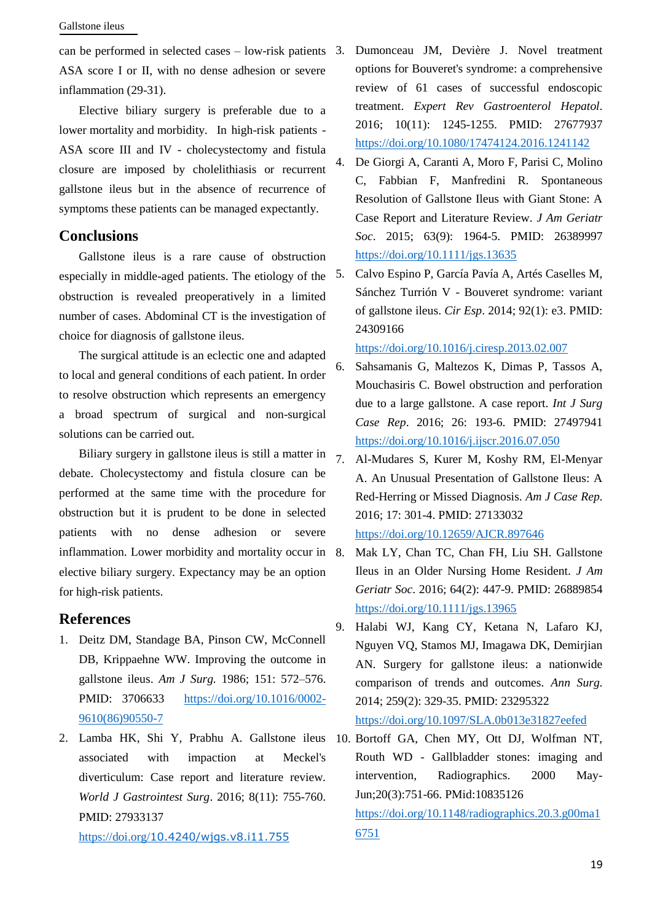can be performed in selected cases – low-risk patients ASA score I or II, with no dense adhesion or severe inflammation (29-31).

Elective biliary surgery is preferable due to a lower mortality and morbidity. In high-risk patients - ASA score III and IV - cholecystectomy and fistula closure are imposed by cholelithiasis or recurrent gallstone ileus but in the absence of recurrence of symptoms these patients can be managed expectantly.

## Conclusions

Gallstone ileus is a rare cause of obstruction especially in middle-aged patients. The etiology of the obstruction is revealed preoperatively in a limited number of cases. Abdominal CT is the investigation of choice for diagnosis of gallstone ileus.

The surgical attitude is an eclectic one and adapted to local and general conditions of each patient. In order to resolve obstruction which represents an emergency a broad spectrum of surgical and non-surgical solutions can be carried out.

Biliary surgery in gallstone ileus is still a matter in debate. Cholecystectomy and fistula closure can be performed at the same time with the procedure for obstruction but it is prudent to be done in selected patients with no dense adhesion or severe inflammation. Lower morbidity and mortality occur in elective biliary surgery. Expectancy may be an option for high-risk patients.

## References

1. Deitz DM, Standage BA, Pinson CW, McConnell DB, Krippaehne WW. Improving the outcome in gallstone ileus. *Am J Surg.* 1986; 151: 572–576. PMID: 3706633 https://doi.org/10.1016/0002-9610(86)90550-7
2. Lamba HK, Shi Y, Prabhu A. Gallstone ileus associated with impaction at Meckel's diverticulum: Case report and literature review. *World J Gastrointest Surg*. 2016; 8(11): 755-760. PMID: 27933137 https://doi.org/10.4240/wjgs.v8.i11.755
3. Dumonceau JM, Devière J. Novel treatment options for Bouveret's syndrome: a comprehensive review of 61 cases of successful endoscopic treatment. *Expert Rev Gastroenterol Hepatol*. 2016; 10(11): 1245-1255. PMID: 27677937 https://doi.org/10.1080/17474124.2016.1241142
4. De Giorgi A, Caranti A, Moro F, Parisi C, Molino C, Fabbian F, Manfredini R. Spontaneous Resolution of Gallstone Ileus with Giant Stone: A Case Report and Literature Review. *J Am Geriatr Soc*. 2015; 63(9): 1964-5. PMID: 26389997 https://doi.org/10.1111/jgs.13635
5. Calvo Espino P, García Pavía A, Artés Caselles M, Sánchez Turrión V - Bouveret syndrome: variant of gallstone ileus. *Cir Esp*. 2014; 92(1): e3. PMID: 24309166 https://doi.org/10.1016/j.ciresp.2013.02.007
6. Sahsamanis G, Maltezos K, Dimas P, Tassos A, Mouchasiris C. Bowel obstruction and perforation due to a large gallstone. A case report. *Int J Surg Case Rep*. 2016; 26: 193-6. PMID: 27497941 https://doi.org/10.1016/j.ijscr.2016.07.050
7. Al-Mudares S, Kurer M, Koshy RM, El-Menyar A. An Unusual Presentation of Gallstone Ileus: A Red-Herring or Missed Diagnosis. *Am J Case Rep*. 2016; 17: 301-4. PMID: 27133032 https://doi.org/10.12659/AJCR.897646
8. Mak LY, Chan TC, Chan FH, Liu SH. Gallstone Ileus in an Older Nursing Home Resident. *J Am Geriatr Soc*. 2016; 64(2): 447-9. PMID: 26889854 https://doi.org/10.1111/jgs.13965
9. Halabi WJ, Kang CY, Ketana N, Lafaro KJ, Nguyen VQ, Stamos MJ, Imagawa DK, Demirjian AN. Surgery for gallstone ileus: a nationwide comparison of trends and outcomes. *Ann Surg*. 2014; 259(2): 329-35. PMID: 23295322 https://doi.org/10.1097/SLA.0b013e31827eefed
10. Bortoff GA, Chen MY, Ott DJ, Wolfman NT, Routh WD - Gallbladder stones: imaging and intervention, Radiographics. 2000 May-Jun;20(3):751-66. PMid:10835126 https://doi.org/10.1148/radiographics.20.3.g00ma16751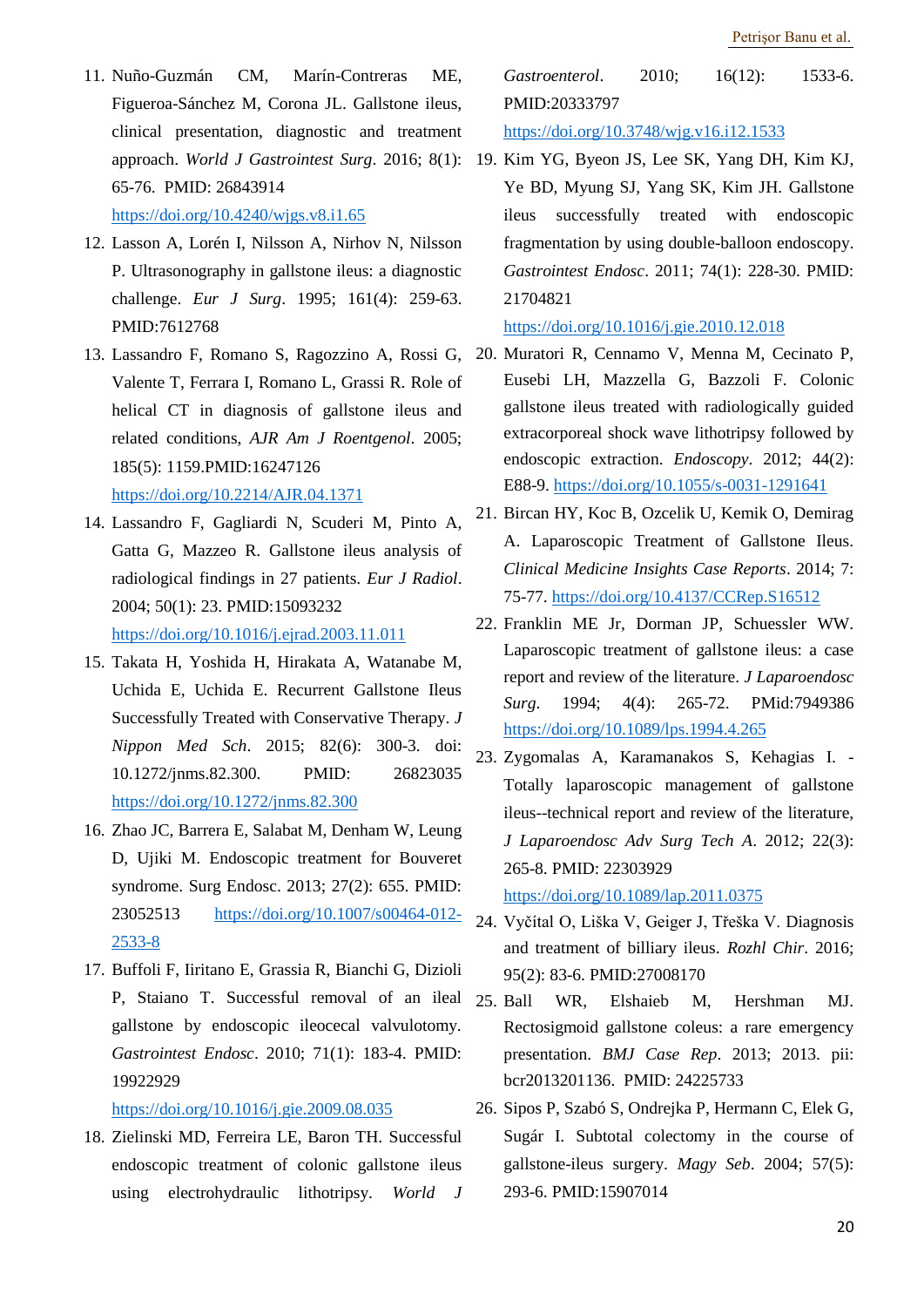11. Nuño-Guzmán CM, Marín-Contreras ME, Figueroa-Sánchez M, Corona JL. Gallstone ileus, clinical presentation, diagnostic and treatment approach. *World J Gastrointest Surg*. 2016; 8(1): 65-76. PMID: 26843914 https://doi.org/10.4240/wjgs.v8.i1.65
12. Lasson A, Lorén I, Nilsson A, Nirhov N, Nilsson P. Ultrasonography in gallstone ileus: a diagnostic challenge. *Eur J Surg*. 1995; 161(4): 259-63. PMID:7612768
13. Lassandro F, Romano S, Ragozzino A, Rossi G, Valente T, Ferrara I, Romano L, Grassi R. Role of helical CT in diagnosis of gallstone ileus and related conditions, *AJR Am J Roentgenol*. 2005; 185(5): 1159.PMID:16247126 https://doi.org/10.2214/AJR.04.1371
14. Lassandro F, Gagliardi N, Scuderi M, Pinto A, Gatta G, Mazzeo R. Gallstone ileus analysis of radiological findings in 27 patients. *Eur J Radiol*. 2004; 50(1): 23. PMID:15093232 https://doi.org/10.1016/j.ejrad.2003.11.011
15. Takata H, Yoshida H, Hirakata A, Watanabe M, Uchida E, Uchida E. Recurrent Gallstone Ileus Successfully Treated with Conservative Therapy. *J Nippon Med Sch*. 2015; 82(6): 300-3. doi: 10.1272/jnms.82.300. PMID: 26823035 https://doi.org/10.1272/jnms.82.300
16. Zhao JC, Barrera E, Salabat M, Denham W, Leung D, Ujiki M. Endoscopic treatment for Bouveret syndrome. Surg Endosc. 2013; 27(2): 655. PMID: 23052513 https://doi.org/10.1007/s00464-012-2533-8
17. Buffoli F, Iiritano E, Grassia R, Bianchi G, Dizioli P, Staiano T. Successful removal of an ileal gallstone by endoscopic ileocecal valvulotomy. *Gastrointest Endosc*. 2010; 71(1): 183-4. PMID: 19922929 https://doi.org/10.1016/j.gie.2009.08.035
18. Zielinski MD, Ferreira LE, Baron TH. Successful endoscopic treatment of colonic gallstone ileus using electrohydraulic lithotripsy. *World J Gastroenterol*. 2010; 16(12): 1533-6. PMID:20333797 https://doi.org/10.3748/wjg.v16.i12.1533
19. Kim YG, Byeon JS, Lee SK, Yang DH, Kim KJ, Ye BD, Myung SJ, Yang SK, Kim JH. Gallstone ileus successfully treated with endoscopic fragmentation by using double-balloon endoscopy. *Gastrointest Endosc*. 2011; 74(1): 228-30. PMID: 21704821 https://doi.org/10.1016/j.gie.2010.12.018
20. Muratori R, Cennamo V, Menna M, Cecinato P, Eusebi LH, Mazzella G, Bazzoli F. Colonic gallstone ileus treated with radiologically guided extracorporeal shock wave lithotripsy followed by endoscopic extraction. *Endoscopy*. 2012; 44(2): E88-9. https://doi.org/10.1055/s-0031-1291641
21. Bircan HY, Koc B, Ozcelik U, Kemik O, Demirag A. Laparoscopic Treatment of Gallstone Ileus. *Clinical Medicine Insights Case Reports*. 2014; 7: 75-77. https://doi.org/10.4137/CCRep.S16512
22. Franklin ME Jr, Dorman JP, Schuessler WW. Laparoscopic treatment of gallstone ileus: a case report and review of the literature. *J Laparoendosc Surg*. 1994; 4(4): 265-72. PMid:7949386 https://doi.org/10.1089/lps.1994.4.265
23. Zygomalas A, Karamanakos S, Kehagias I. -Totally laparoscopic management of gallstone ileus--technical report and review of the literature, *J Laparoendosc Adv Surg Tech A*. 2012; 22(3): 265-8. PMID: 22303929 https://doi.org/10.1089/lap.2011.0375
24. Vyčítal O, Liška V, Geiger J, Třeška V. Diagnosis and treatment of billiary ileus. *Rozhl Chir*. 2016; 95(2): 83-6. PMID:27008170
25. Ball WR, Elshaieb M, Hershman MJ. Rectosigmoid gallstone coleus: a rare emergency presentation. *BMJ Case Rep*. 2013; 2013. pii: bcr2013201136. PMID: 24225733
26. Sipos P, Szabó S, Ondrejka P, Hermann C, Elek G, Sugár I. Subtotal colectomy in the course of gallstone-ileus surgery. *Magy Seb*. 2004; 57(5): 293-6. PMID:15907014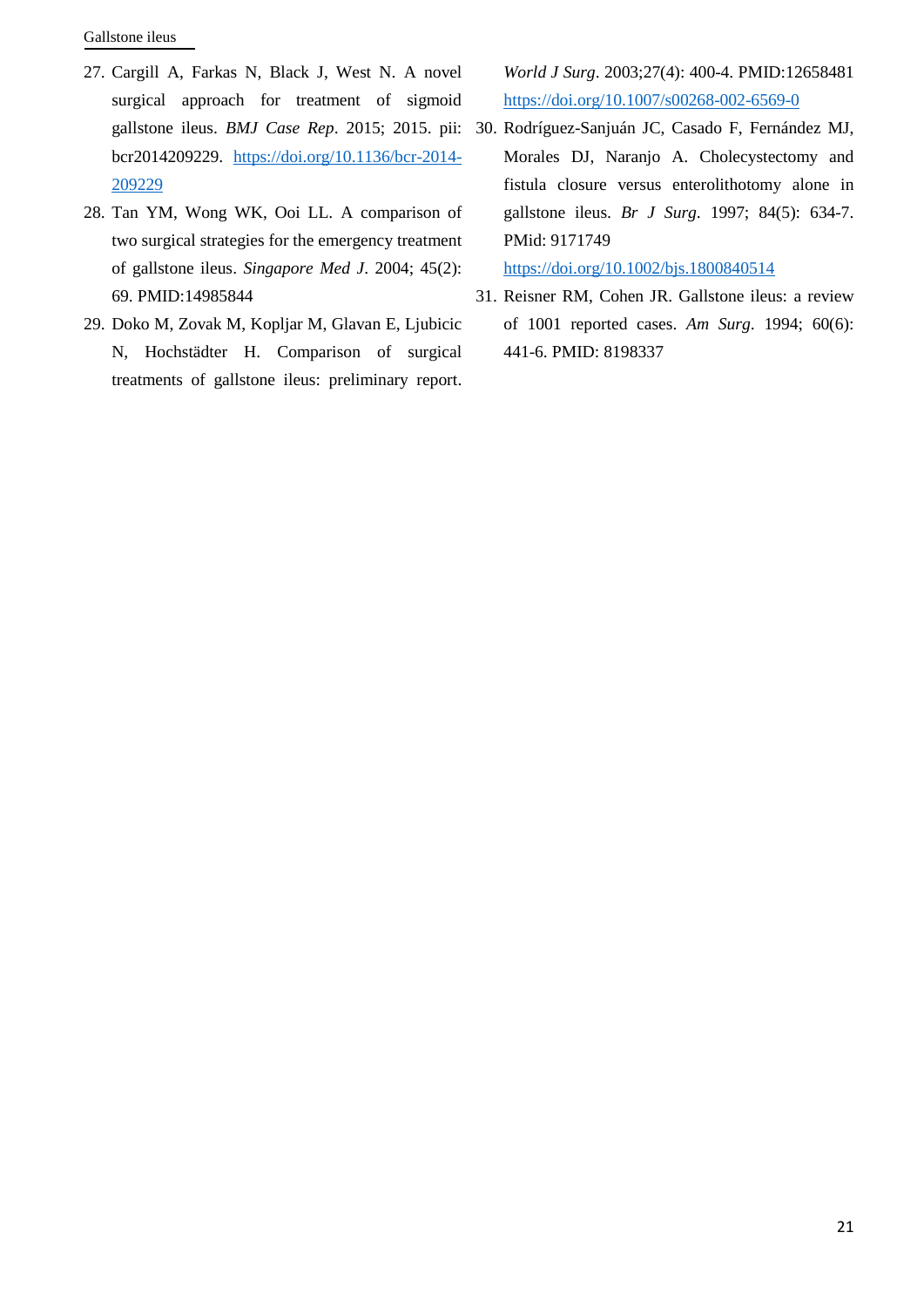27. Cargill A, Farkas N, Black J, West N. A novel surgical approach for treatment of sigmoid gallstone ileus. *BMJ Case Rep*. 2015; 2015. pii: bcr2014209229. https://doi.org/10.1136/bcr-2014-209229
28. Tan YM, Wong WK, Ooi LL. A comparison of two surgical strategies for the emergency treatment of gallstone ileus. *Singapore Med J*. 2004; 45(2): 69. PMID:14985844
29. Doko M, Zovak M, Kopljar M, Glavan E, Ljubicic N, Hochstädter H. Comparison of surgical treatments of gallstone ileus: preliminary report. *World J Surg*. 2003;27(4): 400-4. PMID:12658481 https://doi.org/10.1007/s00268-002-6569-0
30. Rodríguez-Sanjuán JC, Casado F, Fernández MJ, Morales DJ, Naranjo A. Cholecystectomy and fistula closure versus enterolithotomy alone in gallstone ileus. *Br J Surg*. 1997; 84(5): 634-7. PMid: 9171749 https://doi.org/10.1002/bjs.1800840514
31. Reisner RM, Cohen JR. Gallstone ileus: a review of 1001 reported cases. *Am Surg*. 1994; 60(6): 441-6. PMID: 8198337